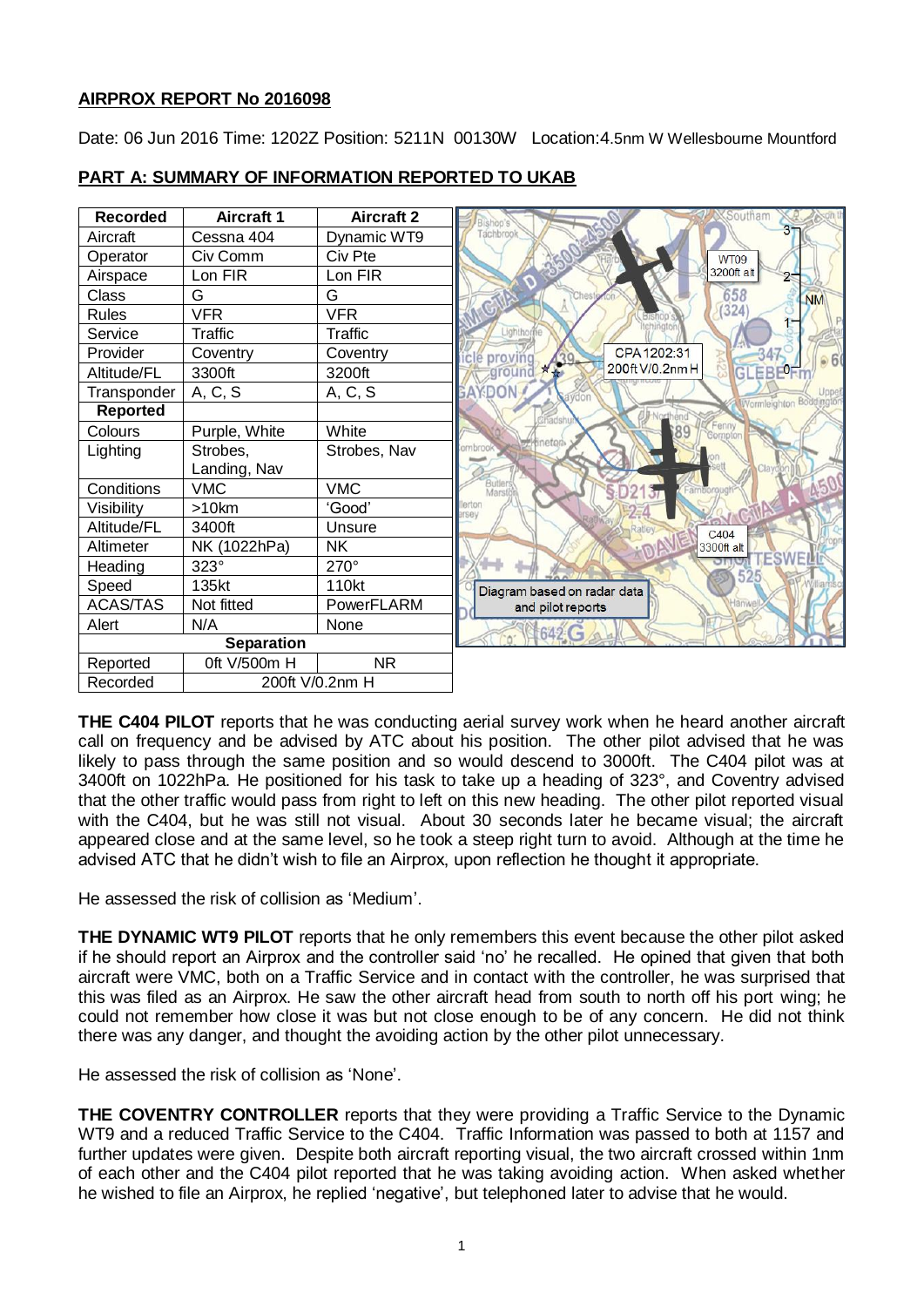**AIRPROX REPORT No 2016098**

Date: 06 Jun 2016 Time: 1202Z Position: 5211N 00130W Location: 4.5nm W Wellesbourne Mountford

## PART A: SUMMARY OF INFORMATION REPORTED TO UKAB

| Recorded | Aircraft 1 | Aircraft 2 |
|---|---|---|
| Aircraft | Cessna 404 | Dynamic WT9 |
| Operator | Civ Comm | Civ Pte |
| Airspace | Lon FIR | Lon FIR |
| Class | G | G |
| Rules | VFR | VFR |
| Service | Traffic | Traffic |
| Provider | Coventry | Coventry |
| Altitude/FL | 3300ft | 3200ft |
| Transponder | A, C, S | A, C, S |
| **Reported** | | |
| Colours | Purple, White | White |
| Lighting | Strobes, Landing, Nav | Strobes, Nav |
| Conditions | VMC | VMC |
| Visibility | >10km | 'Good' |
| Altitude/FL | 3400ft | Unsure |
| Altimeter | NK (1022hPa) | NK |
| Heading | 323° | 270° |
| Speed | 135kt | 110kt |
| ACAS/TAS | Not fitted | PowerFLARM |
| Alert | N/A | None |
| **Separation** | | |
| Reported | 0ft V/500m H | NR |
| Recorded | 200ft V/0.2nm H | |

Diagram based on radar data and pilot reports

**THE C404 PILOT** reports that he was conducting aerial survey work when he heard another aircraft call on frequency and be advised by ATC about his position. The other pilot advised that he was likely to pass through the same position and so would descend to 3000ft. The C404 pilot was at 3400ft on 1022hPa. He positioned for his task to take up a heading of 323°, and Coventry advised that the other traffic would pass from right to left on this new heading. The other pilot reported visual with the C404, but he was still not visual. About 30 seconds later he became visual; the aircraft appeared close and at the same level, so he took a steep right turn to avoid. Although at the time he advised ATC that he didn't wish to file an Airprox, upon reflection he thought it appropriate.

He assessed the risk of collision as 'Medium'.

**THE DYNAMIC WT9 PILOT** reports that he only remembers this event because the other pilot asked if he should report an Airprox and the controller said 'no' he recalled. He opined that given that both aircraft were VMC, both on a Traffic Service and in contact with the controller, he was surprised that this was filed as an Airprox. He saw the other aircraft head from south to north off his port wing; he could not remember how close it was but not close enough to be of any concern. He did not think there was any danger, and thought the avoiding action by the other pilot unnecessary.

He assessed the risk of collision as 'None'.

**THE COVENTRY CONTROLLER** reports that they were providing a Traffic Service to the Dynamic WT9 and a reduced Traffic Service to the C404. Traffic Information was passed to both at 1157 and further updates were given. Despite both aircraft reporting visual, the two aircraft crossed within 1nm of each other and the C404 pilot reported that he was taking avoiding action. When asked whether he wished to file an Airprox, he replied 'negative', but telephoned later to advise that he would.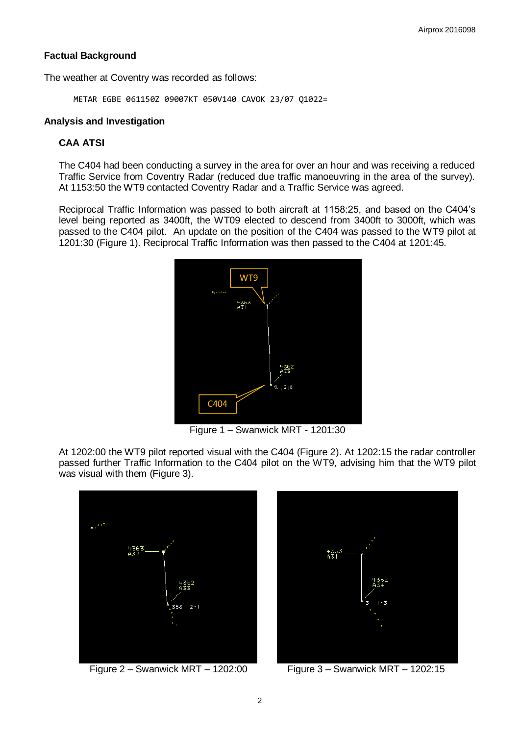## Factual Background

The weather at Coventry was recorded as follows:

```
METAR EGBE 061150Z 09007KT 050V140 CAVOK 23/07 Q1022=
```

## Analysis and Investigation

### CAA ATSI

The C404 had been conducting a survey in the area for over an hour and was receiving a reduced Traffic Service from Coventry Radar (reduced due traffic manoeuvring in the area of the survey). At 1153:50 the WT9 contacted Coventry Radar and a Traffic Service was agreed.

Reciprocal Traffic Information was passed to both aircraft at 1158:25, and based on the C404's level being reported as 3400ft, the WT09 elected to descend from 3400ft to 3000ft, which was passed to the C404 pilot. An update on the position of the C404 was passed to the WT9 pilot at 1201:30 (Figure 1). Reciprocal Traffic Information was then passed to the C404 at 1201:45.

Figure 1 – Swanwick MRT - 1201:30

At 1202:00 the WT9 pilot reported visual with the C404 (Figure 2). At 1202:15 the radar controller passed further Traffic Information to the C404 pilot on the WT9, advising him that the WT9 pilot was visual with them (Figure 3).

Figure 2 – Swanwick MRT – 1202:00

Figure 3 – Swanwick MRT – 1202:15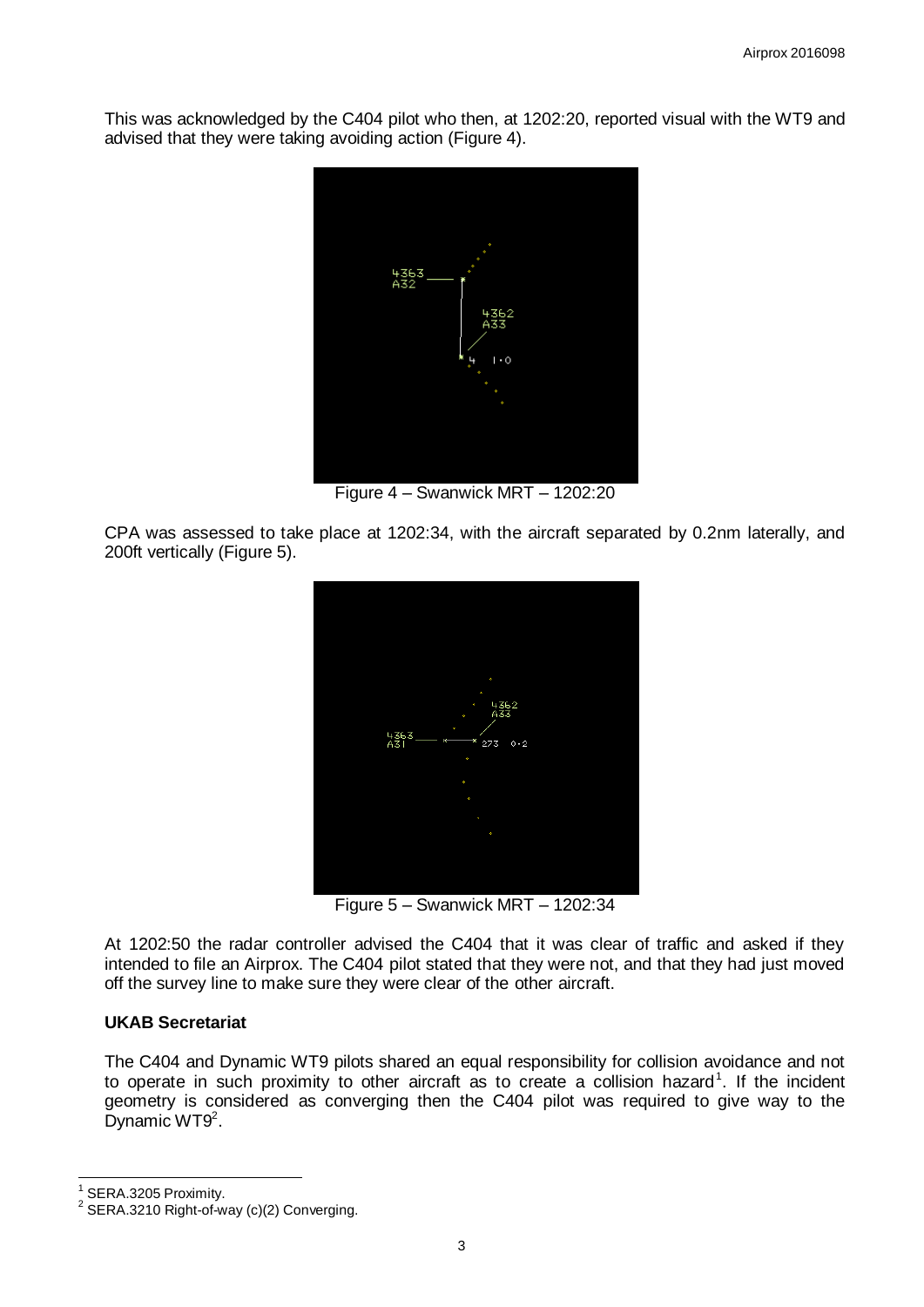This was acknowledged by the C404 pilot who then, at 1202:20, reported visual with the WT9 and advised that they were taking avoiding action (Figure 4).

Figure 4 – Swanwick MRT – 1202:20

CPA was assessed to take place at 1202:34, with the aircraft separated by 0.2nm laterally, and 200ft vertically (Figure 5).

Figure 5 – Swanwick MRT – 1202:34

At 1202:50 the radar controller advised the C404 that it was clear of traffic and asked if they intended to file an Airprox. The C404 pilot stated that they were not, and that they had just moved off the survey line to make sure they were clear of the other aircraft.

### UKAB Secretariat

The C404 and Dynamic WT9 pilots shared an equal responsibility for collision avoidance and not to operate in such proximity to other aircraft as to create a collision hazard[1]. If the incident geometry is considered as converging then the C404 pilot was required to give way to the Dynamic WT9[2].

---

[1] SERA.3205 Proximity.

[2] SERA.3210 Right-of-way (c)(2) Converging.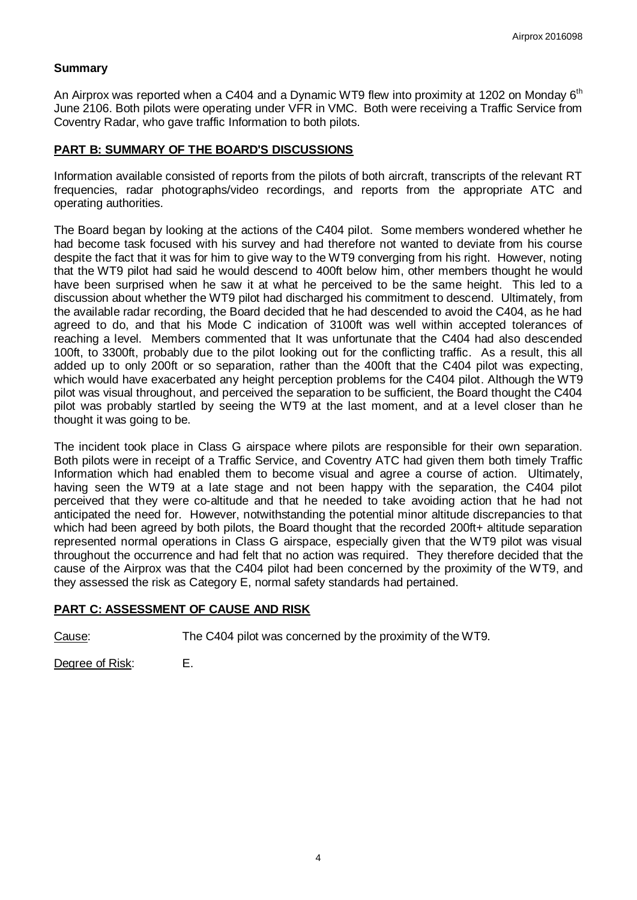**Summary**

An Airprox was reported when a C404 and a Dynamic WT9 flew into proximity at 1202 on Monday 6th June 2106. Both pilots were operating under VFR in VMC. Both were receiving a Traffic Service from Coventry Radar, who gave traffic Information to both pilots.

**PART B: SUMMARY OF THE BOARD'S DISCUSSIONS**

Information available consisted of reports from the pilots of both aircraft, transcripts of the relevant RT frequencies, radar photographs/video recordings, and reports from the appropriate ATC and operating authorities.

The Board began by looking at the actions of the C404 pilot. Some members wondered whether he had become task focused with his survey and had therefore not wanted to deviate from his course despite the fact that it was for him to give way to the WT9 converging from his right. However, noting that the WT9 pilot had said he would descend to 400ft below him, other members thought he would have been surprised when he saw it at what he perceived to be the same height. This led to a discussion about whether the WT9 pilot had discharged his commitment to descend. Ultimately, from the available radar recording, the Board decided that he had descended to avoid the C404, as he had agreed to do, and that his Mode C indication of 3100ft was well within accepted tolerances of reaching a level. Members commented that It was unfortunate that the C404 had also descended 100ft, to 3300ft, probably due to the pilot looking out for the conflicting traffic. As a result, this all added up to only 200ft or so separation, rather than the 400ft that the C404 pilot was expecting, which would have exacerbated any height perception problems for the C404 pilot. Although the WT9 pilot was visual throughout, and perceived the separation to be sufficient, the Board thought the C404 pilot was probably startled by seeing the WT9 at the last moment, and at a level closer than he thought it was going to be.

The incident took place in Class G airspace where pilots are responsible for their own separation. Both pilots were in receipt of a Traffic Service, and Coventry ATC had given them both timely Traffic Information which had enabled them to become visual and agree a course of action. Ultimately, having seen the WT9 at a late stage and not been happy with the separation, the C404 pilot perceived that they were co-altitude and that he needed to take avoiding action that he had not anticipated the need for. However, notwithstanding the potential minor altitude discrepancies to that which had been agreed by both pilots, the Board thought that the recorded 200ft+ altitude separation represented normal operations in Class G airspace, especially given that the WT9 pilot was visual throughout the occurrence and had felt that no action was required. They therefore decided that the cause of the Airprox was that the C404 pilot had been concerned by the proximity of the WT9, and they assessed the risk as Category E, normal safety standards had pertained.

**PART C: ASSESSMENT OF CAUSE AND RISK**

Cause: The C404 pilot was concerned by the proximity of the WT9.

Degree of Risk: E.